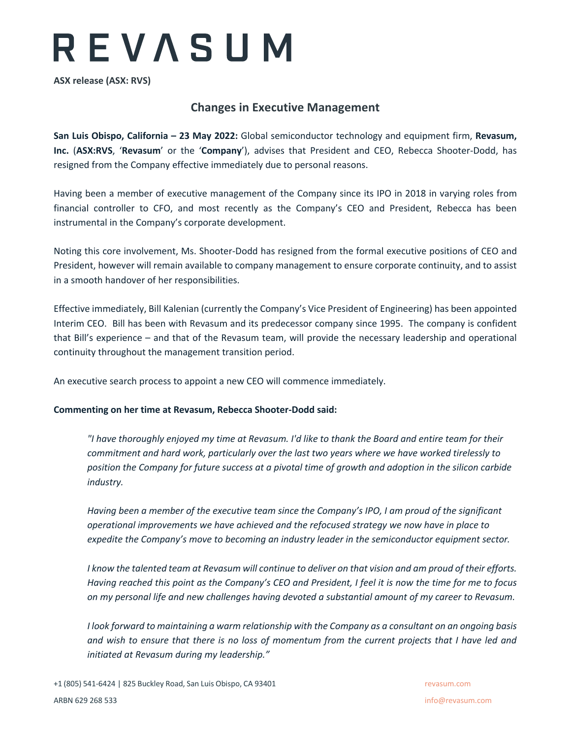# REVASUM

**ASX release (ASX: RVS)**

## Changes in Executive Management

**San Luis Obispo, California – 23 May 2022:** Global semiconductor technology and equipment firm, **Revasum, Inc.** (**ASX:RVS**, '**Revasum**' or the '**Company**'), advises that President and CEO, Rebecca Shooter-Dodd, has resigned from the Company effective immediately due to personal reasons.

Having been a member of executive management of the Company since its IPO in 2018 in varying roles from financial controller to CFO, and most recently as the Company's CEO and President, Rebecca has been instrumental in the Company's corporate development.

Noting this core involvement, Ms. Shooter-Dodd has resigned from the formal executive positions of CEO and President, however will remain available to company management to ensure corporate continuity, and to assist in a smooth handover of her responsibilities.

Effective immediately, Bill Kalenian (currently the Company's Vice President of Engineering) has been appointed Interim CEO. Bill has been with Revasum and its predecessor company since 1995. The company is confident that Bill's experience – and that of the Revasum team, will provide the necessary leadership and operational continuity throughout the management transition period.

An executive search process to appoint a new CEO will commence immediately.

**Commenting on her time at Revasum, Rebecca Shooter-Dodd said:**

> *"I have thoroughly enjoyed my time at Revasum. I'd like to thank the Board and entire team for their commitment and hard work, particularly over the last two years where we have worked tirelessly to position the Company for future success at a pivotal time of growth and adoption in the silicon carbide industry.*
>
> *Having been a member of the executive team since the Company's IPO, I am proud of the significant operational improvements we have achieved and the refocused strategy we now have in place to expedite the Company's move to becoming an industry leader in the semiconductor equipment sector.*
>
> *I know the talented team at Revasum will continue to deliver on that vision and am proud of their efforts. Having reached this point as the Company's CEO and President, I feel it is now the time for me to focus on my personal life and new challenges having devoted a substantial amount of my career to Revasum.*
>
> *I look forward to maintaining a warm relationship with the Company as a consultant on an ongoing basis and wish to ensure that there is no loss of momentum from the current projects that I have led and initiated at Revasum during my leadership."*

+1 (805) 541-6424 | 825 Buckley Road, San Luis Obispo, CA 93401 revasum.com

ARBN 629 268 533 info@revasum.com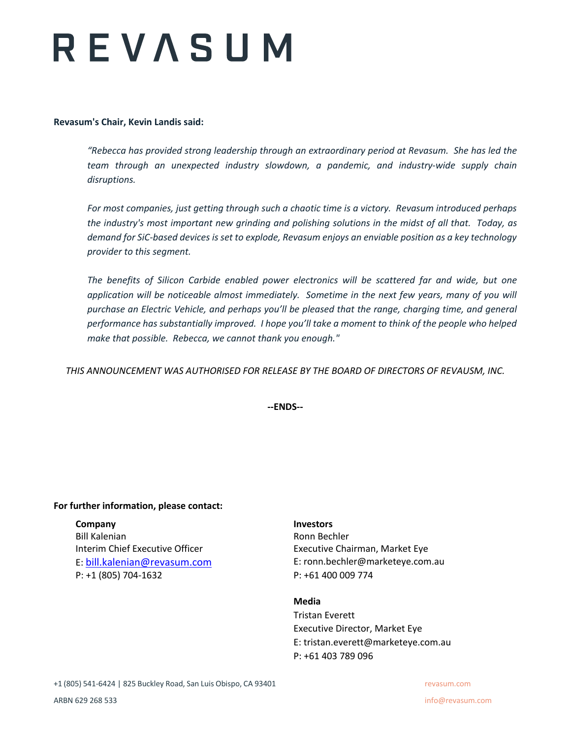**Revasum's Chair, Kevin Landis said:**

> *"Rebecca has provided strong leadership through an extraordinary period at Revasum. She has led the team through an unexpected industry slowdown, a pandemic, and industry-wide supply chain disruptions.*
>
> *For most companies, just getting through such a chaotic time is a victory. Revasum introduced perhaps the industry's most important new grinding and polishing solutions in the midst of all that. Today, as demand for SiC-based devices is set to explode, Revasum enjoys an enviable position as a key technology provider to this segment.*
>
> *The benefits of Silicon Carbide enabled power electronics will be scattered far and wide, but one application will be noticeable almost immediately. Sometime in the next few years, many of you will purchase an Electric Vehicle, and perhaps you'll be pleased that the range, charging time, and general performance has substantially improved. I hope you'll take a moment to think of the people who helped make that possible. Rebecca, we cannot thank you enough."*

*THIS ANNOUNCEMENT WAS AUTHORISED FOR RELEASE BY THE BOARD OF DIRECTORS OF REVAUSM, INC.*

**--ENDS--**

**For further information, please contact:**

**Company**
Bill Kalenian
Interim Chief Executive Officer
E: bill.kalenian@revasum.com
P: +1 (805) 704-1632

**Investors**
Ronn Bechler
Executive Chairman, Market Eye
E: ronn.bechler@marketeye.com.au
P: +61 400 009 774

**Media**
Tristan Everett
Executive Director, Market Eye
E: tristan.everett@marketeye.com.au
P: +61 403 789 096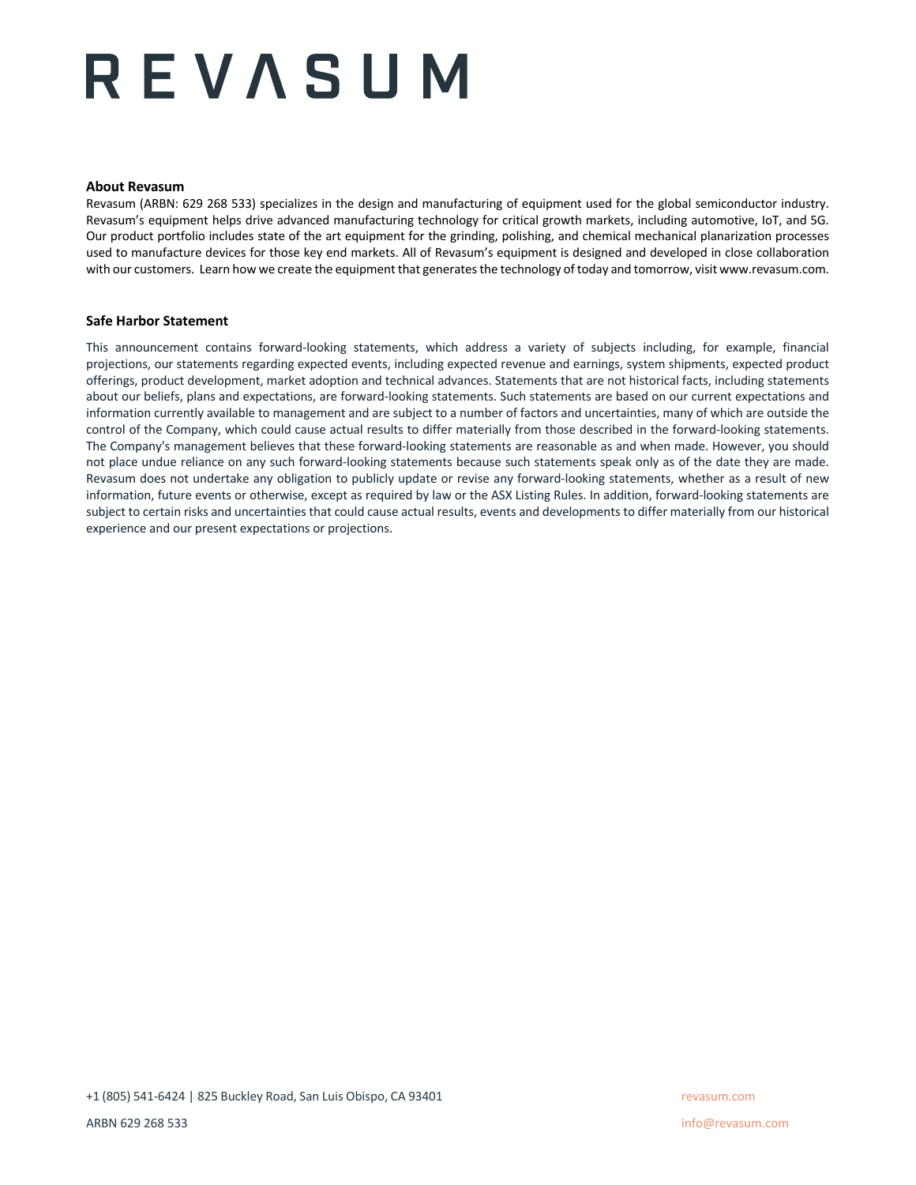# REVASUM

**About Revasum**

Revasum (ARBN: 629 268 533) specializes in the design and manufacturing of equipment used for the global semiconductor industry. Revasum's equipment helps drive advanced manufacturing technology for critical growth markets, including automotive, IoT, and 5G. Our product portfolio includes state of the art equipment for the grinding, polishing, and chemical mechanical planarization processes used to manufacture devices for those key end markets. All of Revasum's equipment is designed and developed in close collaboration with our customers. Learn how we create the equipment that generates the technology of today and tomorrow, visit www.revasum.com.

**Safe Harbor Statement**

This announcement contains forward-looking statements, which address a variety of subjects including, for example, financial projections, our statements regarding expected events, including expected revenue and earnings, system shipments, expected product offerings, product development, market adoption and technical advances. Statements that are not historical facts, including statements about our beliefs, plans and expectations, are forward-looking statements. Such statements are based on our current expectations and information currently available to management and are subject to a number of factors and uncertainties, many of which are outside the control of the Company, which could cause actual results to differ materially from those described in the forward-looking statements. The Company's management believes that these forward-looking statements are reasonable as and when made. However, you should not place undue reliance on any such forward-looking statements because such statements speak only as of the date they are made. Revasum does not undertake any obligation to publicly update or revise any forward-looking statements, whether as a result of new information, future events or otherwise, except as required by law or the ASX Listing Rules. In addition, forward-looking statements are subject to certain risks and uncertainties that could cause actual results, events and developments to differ materially from our historical experience and our present expectations or projections.

+1 (805) 541-6424 | 825 Buckley Road, San Luis Obispo, CA 93401

revasum.com

ARBN 629 268 533

info@revasum.com